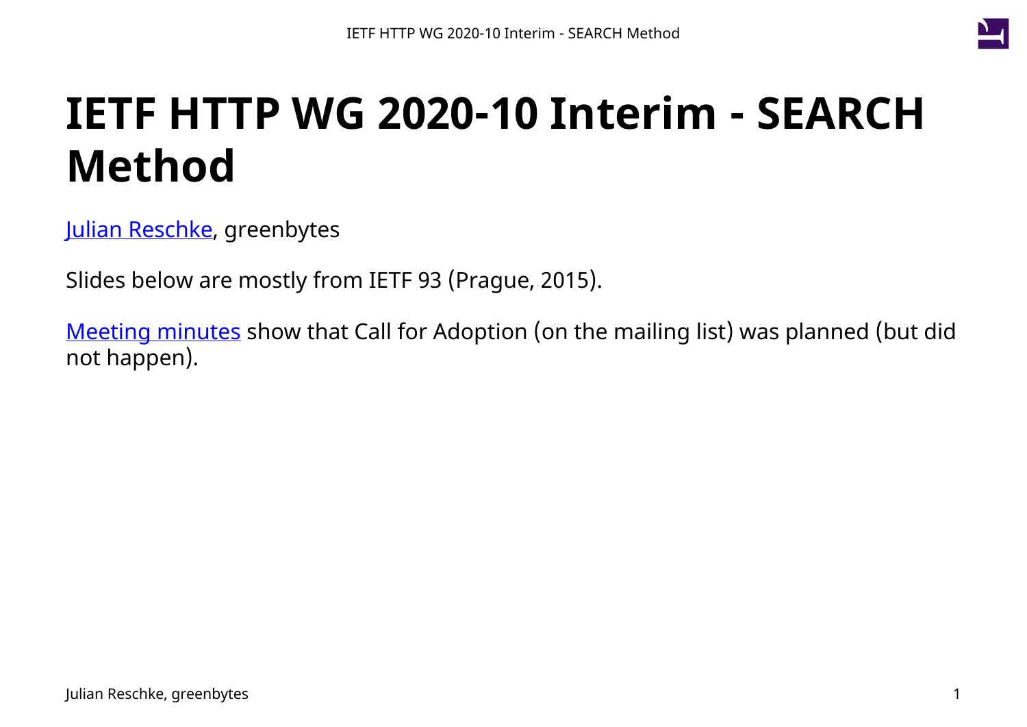# IETF HTTP WG 2020-10 Interim - SEARCH Method

[Julian Reschke](), greenbytes

Slides below are mostly from IETF 93 (Prague, 2015).

[Meeting minutes]() show that Call for Adoption (on the mailing list) was planned (but did not happen).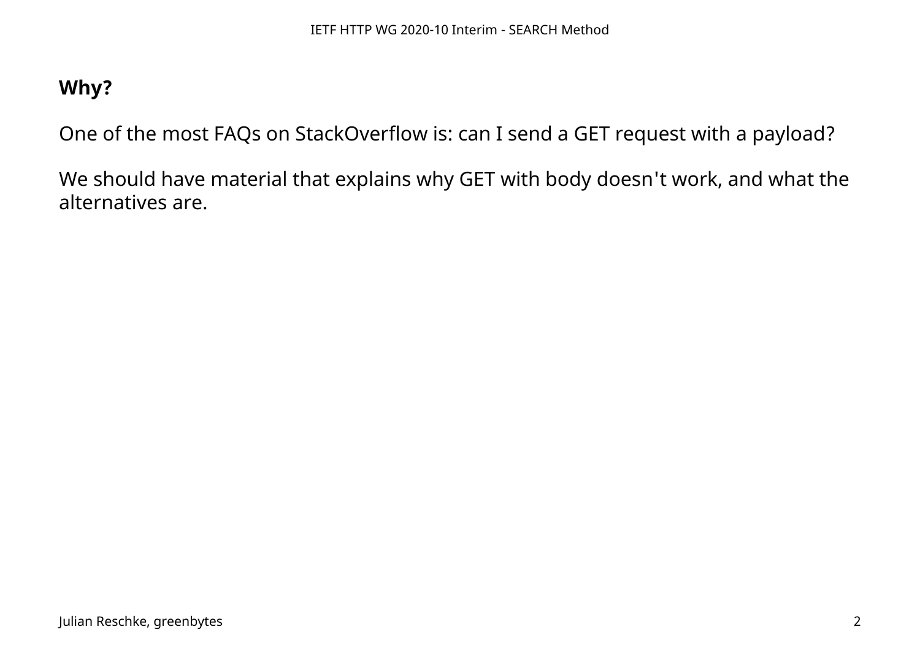**Why?**

One of the most FAQs on StackOverflow is: can I send a GET request with a payload?

We should have material that explains why GET with body doesn't work, and what the alternatives are.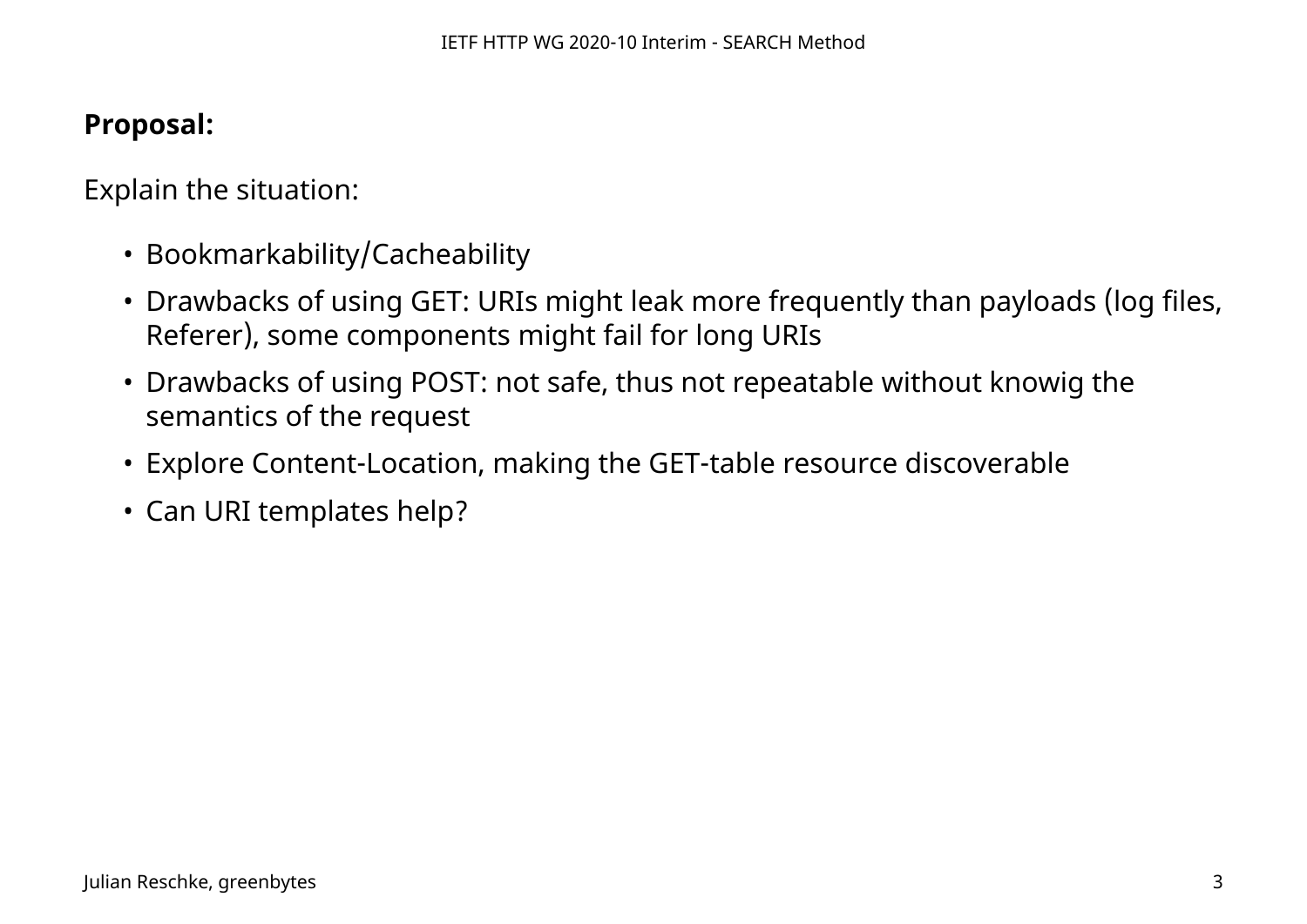**Proposal:**

Explain the situation:

- Bookmarkability/Cacheability
- Drawbacks of using GET: URIs might leak more frequently than payloads (log files, Referer), some components might fail for long URIs
- Drawbacks of using POST: not safe, thus not repeatable without knowig the semantics of the request
- Explore Content-Location, making the GET-table resource discoverable
- Can URI templates help?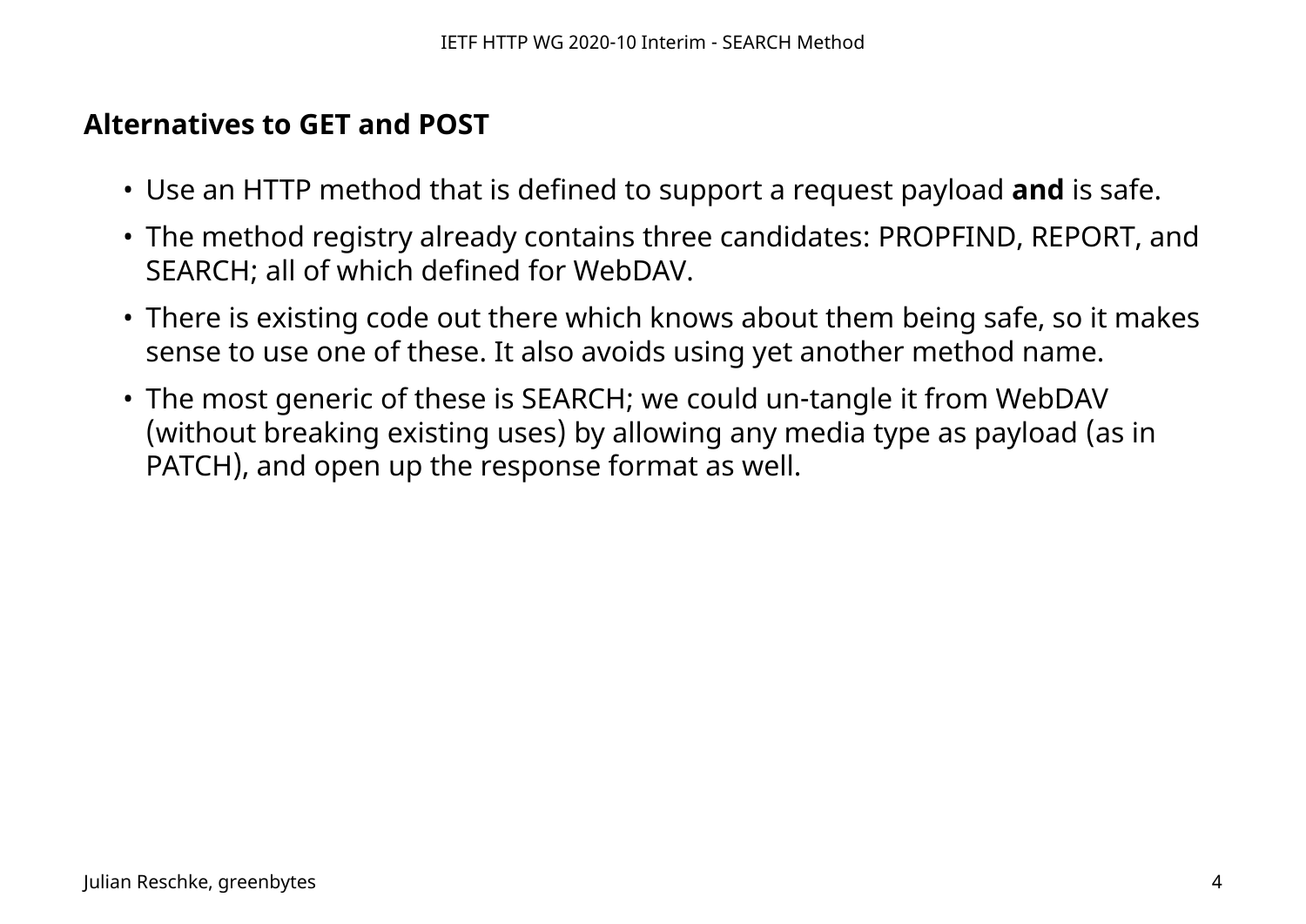## Alternatives to GET and POST

- Use an HTTP method that is defined to support a request payload **and** is safe.
- The method registry already contains three candidates: PROPFIND, REPORT, and SEARCH; all of which defined for WebDAV.
- There is existing code out there which knows about them being safe, so it makes sense to use one of these. It also avoids using yet another method name.
- The most generic of these is SEARCH; we could un-tangle it from WebDAV (without breaking existing uses) by allowing any media type as payload (as in PATCH), and open up the response format as well.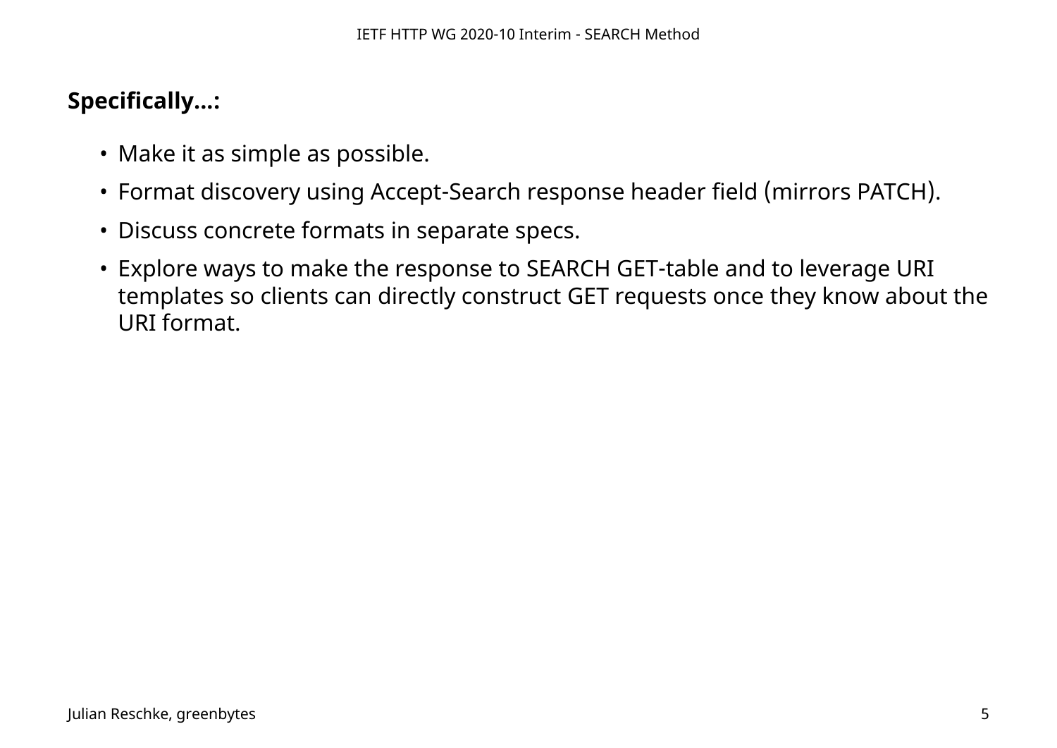**Specifically...:**

- Make it as simple as possible.
- Format discovery using Accept-Search response header field (mirrors PATCH).
- Discuss concrete formats in separate specs.
- Explore ways to make the response to SEARCH GET-table and to leverage URI templates so clients can directly construct GET requests once they know about the URI format.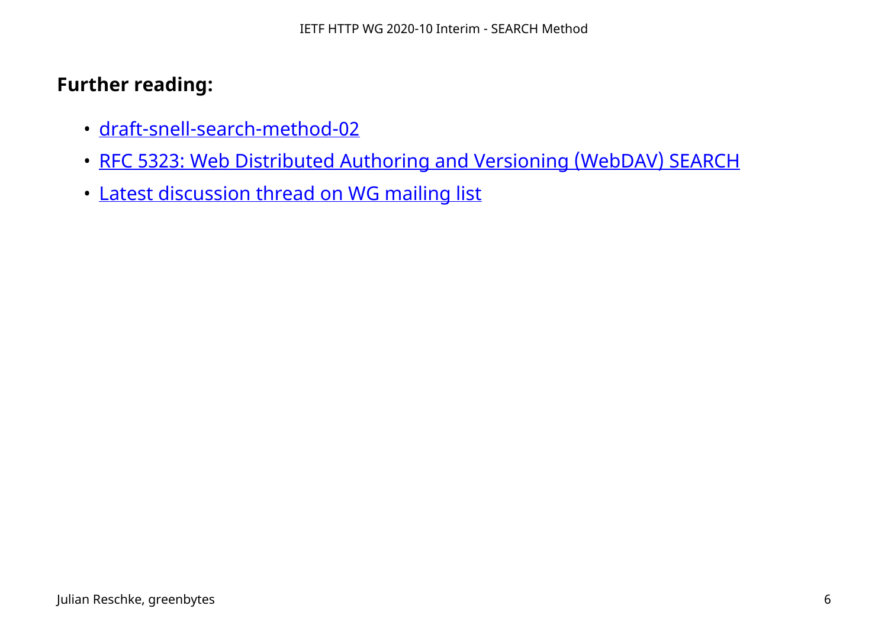**Further reading:**

- draft-snell-search-method-02
- RFC 5323: Web Distributed Authoring and Versioning (WebDAV) SEARCH
- Latest discussion thread on WG mailing list